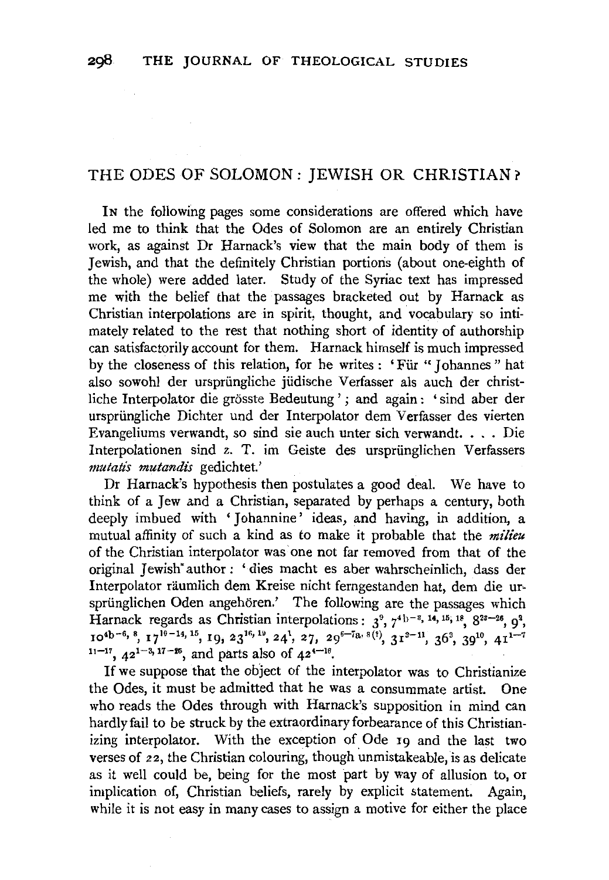## THE ODES OF SOLOMON: JEWISH OR CHRISTIAN?

In the following pages some considerations are offered which have led me to think that the Odes of Solomon are an entirely Christian work, as against Dr Harnack's view that the main body of them is Jewish, and that the definitely Christian portions (about one-eighth of the whole) were added later. Study of the Syriac text has impressed me with the belief that the passages bracketed out by Harnack as Christian interpolations are in spirit, thought, and vocabulary so intimately related to the rest that nothing short of identity of authorship can satisfactorily account for them. Harnack himself is much impressed by the closeness of this relation, for he writes: 'Für "Johannes" hat also sowohl der ursprüngliche jüdische Verfasser als auch der christliche Interpolator die grösste Bedeutung'; and again: 'sind aber der ursprüngliche Dichter und der Interpolator dem Verfasser des vierten Evangeliums verwandt, so sind sie auch unter sich verwandt. . . . Die Interpolationen sind z. T. im Geiste des ursprünglichen Verfassers *mutatis mutandis* gedichtet.'

Dr Harnack's hypothesis then postulates a good deal. We have to think of a Jew and a Christian, separated by perhaps a century, both deeply imbued with 'Johannine' ideas, and having, in addition, a mutual affinity of such a kind as to make it probable that the *milieu* of the Christian interpolator was one not far removed from that of the original Jewish author: 'dies macht es aber wahrscheinlich, dass der Interpolator räumlich dem Kreise nicht ferngestanden hat, dem die ursprünglichen Oden angehören.' The following are the passages which Harnack regards as Christian interpolations: $3^{9}$, $7^{4b-8, 14, 15, 18}$, $8^{23-26}$, $9^{3}$, $10^{4b-6, 8}$, $17^{16-14, 15}$, 19, $23^{16, 19}$, $24^{1}$, 27, $29^{6-7a, 8(?)}$, $31^{3-11}$, $36^{3}$, $39^{10}$, $41^{1-7, 11-17}$, $42^{1-3, 17-26}$, and parts also of $42^{4-16}$.

If we suppose that the object of the interpolator was to Christianize the Odes, it must be admitted that he was a consummate artist. One who reads the Odes through with Harnack's supposition in mind can hardly fail to be struck by the extraordinary forbearance of this Christianizing interpolator. With the exception of Ode 19 and the last two verses of 22, the Christian colouring, though unmistakeable, is as delicate as it well could be, being for the most part by way of allusion to, or implication of, Christian beliefs, rarely by explicit statement. Again, while it is not easy in many cases to assign a motive for either the place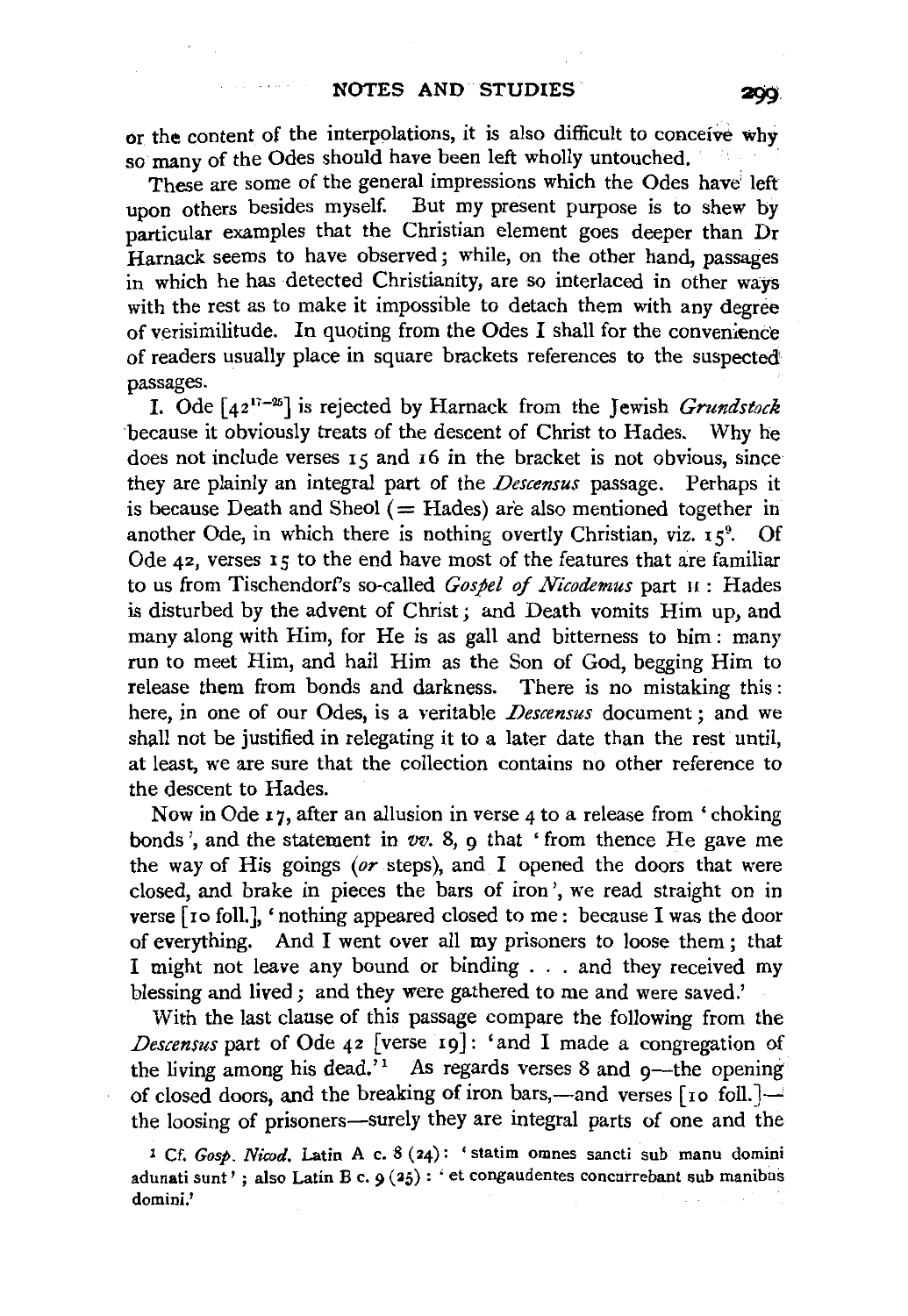or the content of the interpolations, it is also difficult to conceive why so many of the Odes should have been left wholly untouched.

These are some of the general impressions which the Odes have left upon others besides myself. But my present purpose is to shew by particular examples that the Christian element goes deeper than Dr Harnack seems to have observed; while, on the other hand, passages in which he has detected Christianity, are so interlaced in other ways with the rest as to make it impossible to detach them with any degree of verisimilitude. In quoting from the Odes I shall for the convenience of readers usually place in square brackets references to the suspected passages.

I. Ode [$42^{17-25}$] is rejected by Harnack from the Jewish *Grundstock* because it obviously treats of the descent of Christ to Hades. Why he does not include verses 15 and 16 in the bracket is not obvious, since they are plainly an integral part of the *Descensus* passage. Perhaps it is because Death and Sheol (= Hades) are also mentioned together in another Ode, in which there is nothing overtly Christian, viz. $15^{9}$. Of Ode 42, verses 15 to the end have most of the features that are familiar to us from Tischendorf's so-called *Gospel of Nicodemus* part II: Hades is disturbed by the advent of Christ; and Death vomits Him up, and many along with Him, for He is as gall and bitterness to him: many run to meet Him, and hail Him as the Son of God, begging Him to release them from bonds and darkness. There is no mistaking this: here, in one of our Odes, is a veritable *Descensus* document; and we shall not be justified in relegating it to a later date than the rest until, at least, we are sure that the collection contains no other reference to the descent to Hades.

Now in Ode 17, after an allusion in verse 4 to a release from 'choking bonds', and the statement in *vv.* 8, 9 that 'from thence He gave me the way of His goings (*or* steps), and I opened the doors that were closed, and brake in pieces the bars of iron', we read straight on in verse [10 foll.], 'nothing appeared closed to me: because I was the door of everything. And I went over all my prisoners to loose them; that I might not leave any bound or binding . . . and they received my blessing and lived; and they were gathered to me and were saved.'

With the last clause of this passage compare the following from the *Descensus* part of Ode 42 [verse 19]: 'and I made a congregation of the living among his dead.'[1] As regards verses 8 and 9—the opening of closed doors, and the breaking of iron bars,—and verses [10 foll.]—the loosing of prisoners—surely they are integral parts of one and the

[1] Cf. *Gosp. Nicod.* Latin A c. 8 (24): 'statim omnes sancti sub manu domini adunati sunt'; also Latin B c. 9 (25): 'et congaudentes concurrebant sub manibus domini.'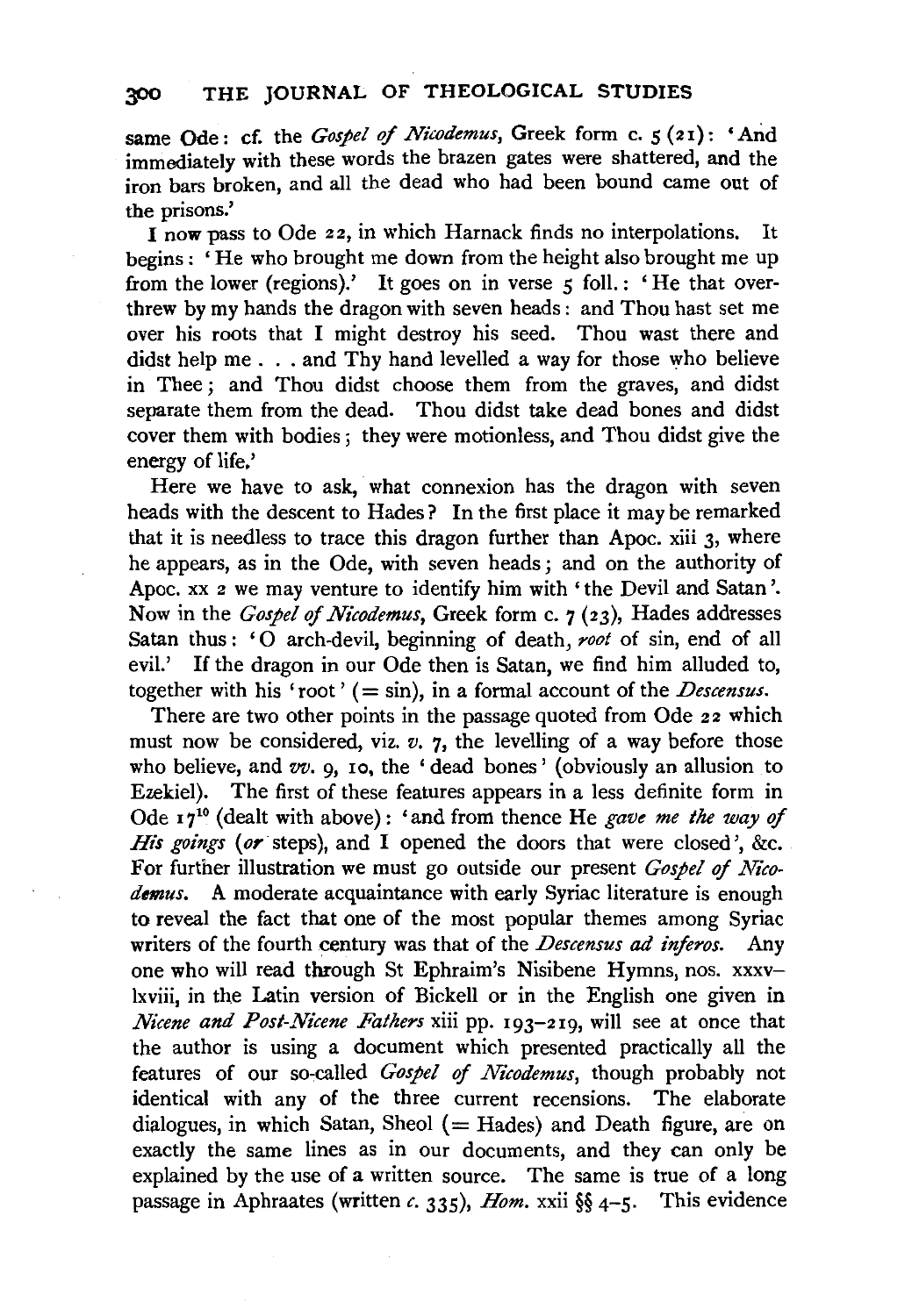same Ode: cf. the *Gospel of Nicodemus*, Greek form c. 5 (21): 'And immediately with these words the brazen gates were shattered, and the iron bars broken, and all the dead who had been bound came out of the prisons.'

I now pass to Ode 22, in which Harnack finds no interpolations. It begins: 'He who brought me down from the height also brought me up from the lower (regions).' It goes on in verse 5 foll.: 'He that overthrew by my hands the dragon with seven heads: and Thou hast set me over his roots that I might destroy his seed. Thou wast there and didst help me . . . and Thy hand levelled a way for those who believe in Thee; and Thou didst choose them from the graves, and didst separate them from the dead. Thou didst take dead bones and didst cover them with bodies; they were motionless, and Thou didst give the energy of life.'

Here we have to ask, what connexion has the dragon with seven heads with the descent to Hades? In the first place it may be remarked that it is needless to trace this dragon further than Apoc. xiii 3, where he appears, as in the Ode, with seven heads; and on the authority of Apoc. xx 2 we may venture to identify him with 'the Devil and Satan'. Now in the *Gospel of Nicodemus*, Greek form c. 7 (23), Hades addresses Satan thus: 'O arch-devil, beginning of death, *root* of sin, end of all evil.' If the dragon in our Ode then is Satan, we find him alluded to, together with his 'root' (= sin), in a formal account of the *Descensus*.

There are two other points in the passage quoted from Ode 22 which must now be considered, viz. *v.* 7, the levelling of a way before those who believe, and *vv.* 9, 10, the 'dead bones' (obviously an allusion to Ezekiel). The first of these features appears in a less definite form in Ode $17^{10}$ (dealt with above): 'and from thence He *gave me the way of His goings* (*or* steps), and I opened the doors that were closed', &c. For further illustration we must go outside our present *Gospel of Nicodemus*. A moderate acquaintance with early Syriac literature is enough to reveal the fact that one of the most popular themes among Syriac writers of the fourth century was that of the *Descensus ad inferos*. Any one who will read through St Ephraim's Nisibene Hymns, nos. xxxv–lxviii, in the Latin version of Bickell or in the English one given in *Nicene and Post-Nicene Fathers* xiii pp. 193–219, will see at once that the author is using a document which presented practically all the features of our so-called *Gospel of Nicodemus*, though probably not identical with any of the three current recensions. The elaborate dialogues, in which Satan, Sheol (= Hades) and Death figure, are on exactly the same lines as in our documents, and they can only be explained by the use of a written source. The same is true of a long passage in Aphraates (written *c.* 335), *Hom.* xxii §§ 4–5. This evidence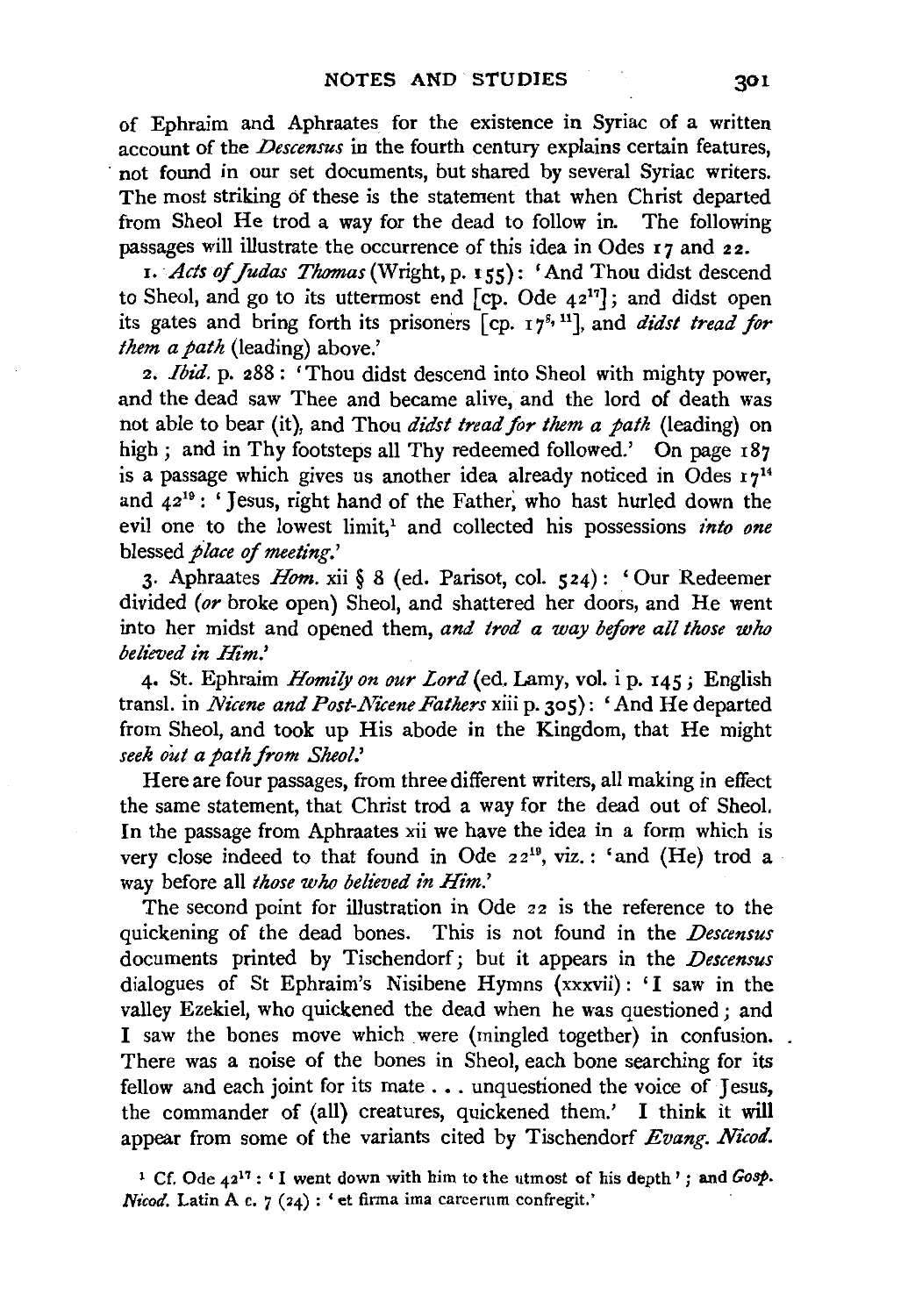of Ephraim and Aphraates for the existence in Syriac of a written account of the *Descensus* in the fourth century explains certain features, not found in our set documents, but shared by several Syriac writers. The most striking of these is the statement that when Christ departed from Sheol He trod a way for the dead to follow in. The following passages will illustrate the occurrence of this idea in Odes 17 and 22.

1. *Acts of Judas Thomas* (Wright, p. 155): 'And Thou didst descend to Sheol, and go to its uttermost end [cp. Ode 42[17]]; and didst open its gates and bring forth its prisoners [cp. 17[8, 11]], and *didst tread for them a path* (leading) above.'

2. *Ibid.* p. 288: 'Thou didst descend into Sheol with mighty power, and the dead saw Thee and became alive, and the lord of death was not able to bear (it), and Thou *didst tread for them a path* (leading) on high; and in Thy footsteps all Thy redeemed followed.' On page 187 is a passage which gives us another idea already noticed in Odes 17[14] and 42[19]: 'Jesus, right hand of the Father, who hast hurled down the evil one to the lowest limit,[1] and collected his possessions *into one* blessed *place of meeting*.'

3. Aphraates *Hom.* xii § 8 (ed. Parisot, col. 524): 'Our Redeemer divided (*or* broke open) Sheol, and shattered her doors, and He went into her midst and opened them, *and trod a way before all those who believed in Him*.'

4. St. Ephraim *Homily on our Lord* (ed. Lamy, vol. i p. 145; English transl. in *Nicene and Post-Nicene Fathers* xiii p. 305): 'And He departed from Sheol, and took up His abode in the Kingdom, that He might *seek out a path from Sheol*.'

Here are four passages, from three different writers, all making in effect the same statement, that Christ trod a way for the dead out of Sheol. In the passage from Aphraates xii we have the idea in a form which is very close indeed to that found in Ode 22[19], viz.: 'and (He) trod a way before all *those who believed in Him*.'

The second point for illustration in Ode 22 is the reference to the quickening of the dead bones. This is not found in the *Descensus* documents printed by Tischendorf; but it appears in the *Descensus* dialogues of St Ephraim's Nisibene Hymns (xxxvii): 'I saw in the valley Ezekiel, who quickened the dead when he was questioned; and I saw the bones move which were (mingled together) in confusion. There was a noise of the bones in Sheol, each bone searching for its fellow and each joint for its mate . . . unquestioned the voice of Jesus, the commander of (all) creatures, quickened them.' I think it will appear from some of the variants cited by Tischendorf *Evang. Nicod.*

[1] Cf. Ode 42[17]: 'I went down with him to the utmost of his depth'; and *Gosp. Nicod.* Latin A c. 7 (24): 'et firma ima carcerum confregit.'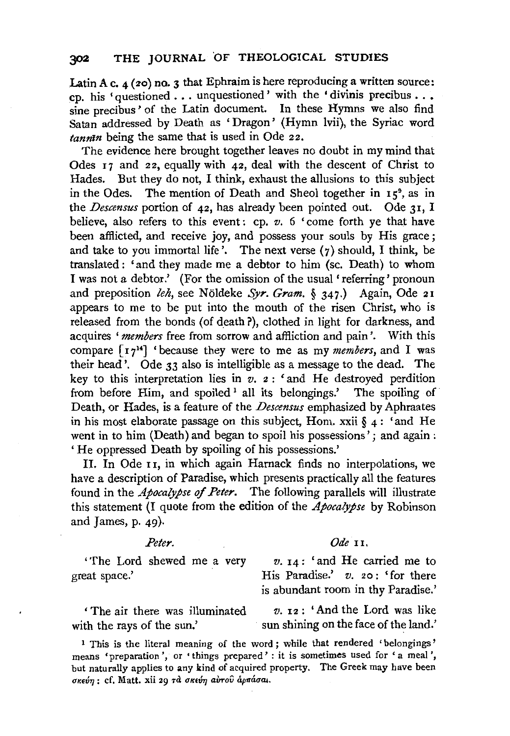Latin A c. 4 (20) no. 3 that Ephraim is here reproducing a written source: cp. his 'questioned . . . unquestioned' with the 'divinis precibus . . . sine precibus' of the Latin document. In these Hymns we also find Satan addressed by Death as 'Dragon' (Hymn lvii), the Syriac word *tannīn* being the same that is used in Ode 22.

The evidence here brought together leaves no doubt in my mind that Odes 17 and 22, equally with 42, deal with the descent of Christ to Hades. But they do not, I think, exhaust the allusions to this subject in the Odes. The mention of Death and Sheol together in 15[9], as in the *Descensus* portion of 42, has already been pointed out. Ode 31, I believe, also refers to this event: cp. *v.* 6 'come forth ye that have been afflicted, and receive joy, and possess your souls by His grace; and take to you immortal life'. The next verse (7) should, I think, be translated: 'and they made me a debtor to him (sc. Death) to whom I was not a debtor.' (For the omission of the usual 'referring' pronoun and preposition *leh*, see Nöldeke *Syr. Gram.* § 347.) Again, Ode 21 appears to me to be put into the mouth of the risen Christ, who is released from the bonds (of death ?), clothed in light for darkness, and acquires '*members* free from sorrow and affliction and pain'. With this compare [17[14]] 'because they were to me as my *members*, and I was their head'. Ode 33 also is intelligible as a message to the dead. The key to this interpretation lies in *v.* 2: 'and He destroyed perdition from before Him, and spoiled[1] all its belongings.' The spoiling of Death, or Hades, is a feature of the *Descensus* emphasized by Aphraates in his most elaborate passage on this subject, Hom. xxii § 4: 'and He went in to him (Death) and began to spoil his possessions'; and again: 'He oppressed Death by spoiling of his possessions.'

II. In Ode 11, in which again Harnack finds no interpolations, we have a description of Paradise, which presents practically all the features found in the *Apocalypse of Peter*. The following parallels will illustrate this statement (I quote from the edition of the *Apocalypse* by Robinson and James, p. 49).

| *Peter.* | *Ode* 11. |
|---|---|
| 'The Lord shewed me a very great space.' | *v.* 14: 'and He carried me to His Paradise.' *v.* 20: 'for there is abundant room in thy Paradise.' |
| 'The air there was illuminated with the rays of the sun.' | *v.* 12: 'And the Lord was like sun shining on the face of the land.' |

[1] This is the literal meaning of the word; while that rendered 'belongings' means 'preparation', or 'things prepared': it is sometimes used for 'a meal', but naturally applies to any kind of acquired property. The Greek may have been σκεύη: cf. Matt. xii 29 τὰ σκεύη αὐτοῦ ἁρπάσαι.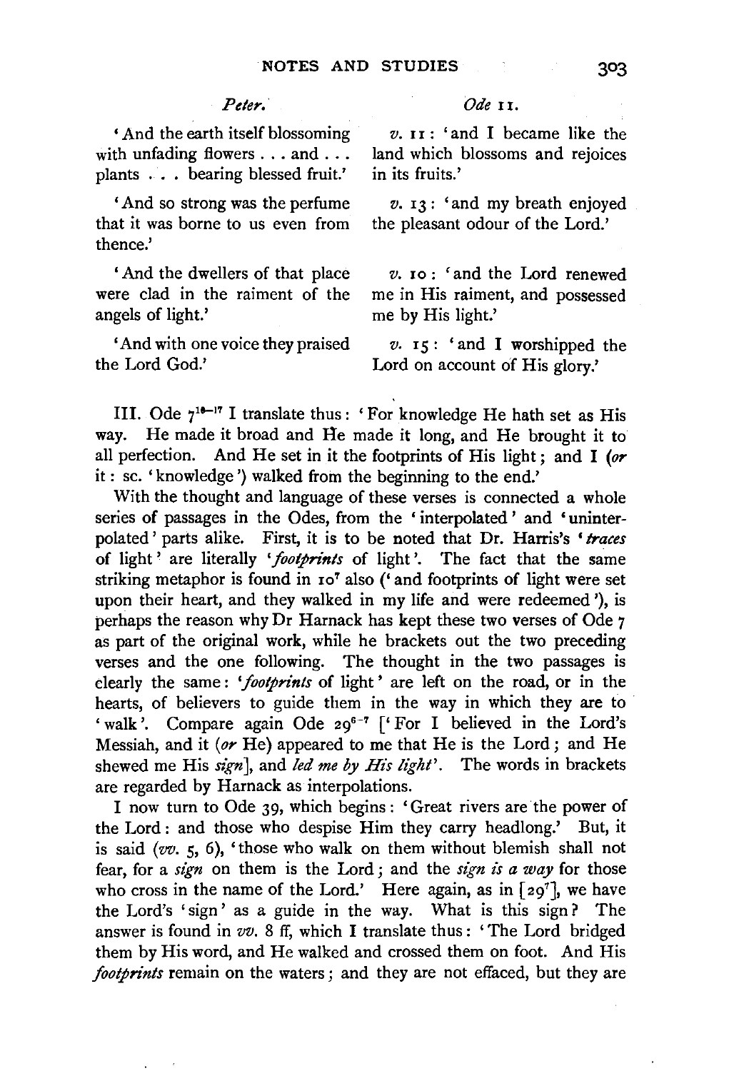| *Peter.* | *Ode* 11. |
| --- | --- |
| 'And the earth itself blossoming with unfading flowers . . . and . . . plants . . . bearing blessed fruit.' | *v.* 11: 'and I became like the land which blossoms and rejoices in its fruits.' |
| 'And so strong was the perfume that it was borne to us even from thence.' | *v.* 13: 'and my breath enjoyed the pleasant odour of the Lord.' |
| 'And the dwellers of that place were clad in the raiment of the angels of light.' | *v.* 10: 'and the Lord renewed me in His raiment, and possessed me by His light.' |
| 'And with one voice they praised the Lord God.' | *v.* 15: 'and I worshipped the Lord on account of His glory.' |

III. Ode 7[16–17] I translate thus: 'For knowledge He hath set as His way. He made it broad and He made it long, and He brought it to all perfection. And He set in it the footprints of His light; and I (*or* it: sc. 'knowledge') walked from the beginning to the end.'

With the thought and language of these verses is connected a whole series of passages in the Odes, from the 'interpolated' and 'uninterpolated' parts alike. First, it is to be noted that Dr. Harris's '*traces* of light' are literally '*footprints* of light'. The fact that the same striking metaphor is found in 10[7] also ('and footprints of light were set upon their heart, and they walked in my life and were redeemed'), is perhaps the reason why Dr Harnack has kept these two verses of Ode 7 as part of the original work, while he brackets out the two preceding verses and the one following. The thought in the two passages is clearly the same: '*footprints* of light' are left on the road, or in the hearts, of believers to guide them in the way in which they are to 'walk'. Compare again Ode 29[6–7] ['For I believed in the Lord's Messiah, and it (*or* He) appeared to me that He is the Lord; and He shewed me His *sign*], and *led me by His light*'. The words in brackets are regarded by Harnack as interpolations.

I now turn to Ode 39, which begins: 'Great rivers are the power of the Lord: and those who despise Him they carry headlong.' But, it is said (*vv.* 5, 6), 'those who walk on them without blemish shall not fear, for a *sign* on them is the Lord; and the *sign is a way* for those who cross in the name of the Lord.' Here again, as in [29[7]], we have the Lord's 'sign' as a guide in the way. What is this sign? The answer is found in *vv.* 8 ff, which I translate thus: 'The Lord bridged them by His word, and He walked and crossed them on foot. And His *footprints* remain on the waters; and they are not effaced, but they are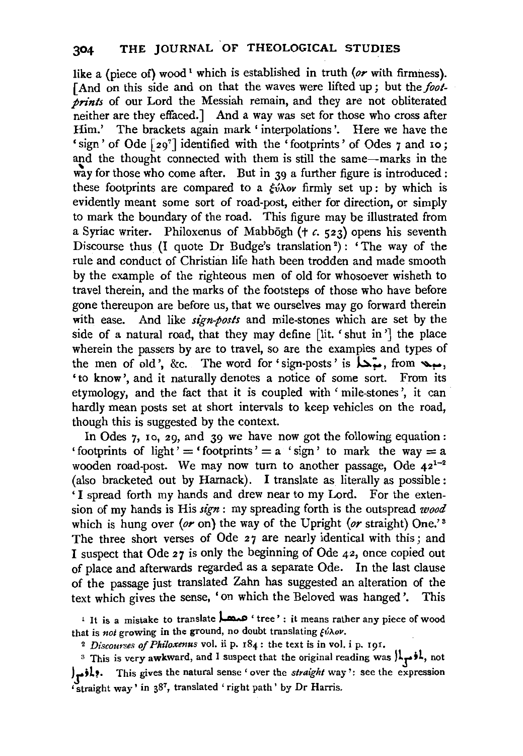like a (piece of) wood[1] which is established in truth (*or* with firmness). [And on this side and on that the waves were lifted up; but the *footprints* of our Lord the Messiah remain, and they are not obliterated neither are they effaced.] And a way was set for those who cross after Him.' The brackets again mark 'interpolations'. Here we have the 'sign' of Ode [$29^7$] identified with the 'footprints' of Odes 7 and 10; and the thought connected with them is still the same—marks in the way for those who come after. But in 39 a further figure is introduced: these footprints are compared to a ξύλον firmly set up: by which is evidently meant some sort of road-post, either for direction, or simply to mark the boundary of the road. This figure may be illustrated from a Syriac writer. Philoxenus of Mabbōgh († *c.* 523) opens his seventh Discourse thus (I quote Dr Budge's translation[2]): 'The way of the rule and conduct of Christian life hath been trodden and made smooth by the example of the righteous men of old for whosoever wisheth to travel therein, and the marks of the footsteps of those who have before gone thereupon are before us, that we ourselves may go forward therein with ease. And like *sign-posts* and mile-stones which are set by the side of a natural road, that they may define [lit. 'shut in'] the place wherein the passers by are to travel, so are the examples and types of the men of old', &c. The word for 'sign-posts' is ܡܝܕܥܐ, from ܝܕܥ, 'to know', and it naturally denotes a notice of some sort. From its etymology, and the fact that it is coupled with 'mile-stones', it can hardly mean posts set at short intervals to keep vehicles on the road, though this is suggested by the context.

In Odes 7, 10, 29, and 39 we have now got the following equation: 'footprints of light' = 'footprints' = a 'sign' to mark the way = a wooden road-post. We may now turn to another passage, Ode $42^{1-2}$ (also bracketed out by Harnack). I translate as literally as possible: 'I spread forth my hands and drew near to my Lord. For the extension of my hands is His *sign*: my spreading forth is the outspread *wood* which is hung over (*or* on) the way of the Upright (*or* straight) One.'[3] The three short verses of Ode 27 are nearly identical with this; and I suspect that Ode 27 is only the beginning of Ode 42, once copied out of place and afterwards regarded as a separate Ode. In the last clause of the passage just translated Zahn has suggested an alteration of the text which gives the sense, 'on which the Beloved was hanged'. This

[1] It is a mistake to translate ܩܝܣܐ 'tree': it means rather any piece of wood that is *not* growing in the ground, no doubt translating ξύλον.

[2] *Discourses of Philoxenus* vol. ii p. 184: the text is in vol. i p. 191.

[3] This is very awkward, and I suspect that the original reading was ܐܘܪܚܐ, not ܕܐܘܪܚܐ. This gives the natural sense 'over the *straight* way': see the expression 'straight way' in $38^7$, translated 'right path' by Dr Harris.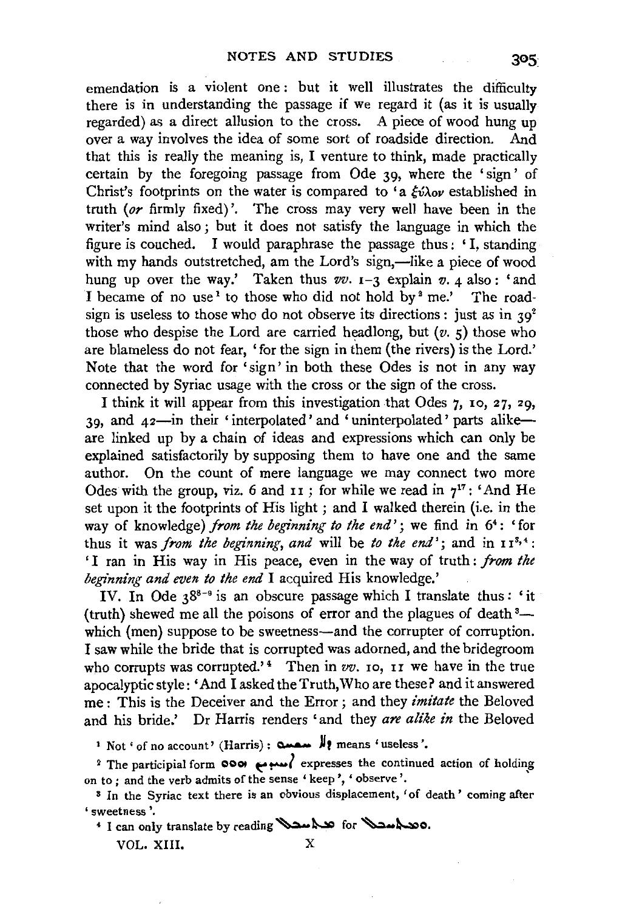emendation is a violent one: but it well illustrates the difficulty there is in understanding the passage if we regard it (as it is usually regarded) as a direct allusion to the cross. A piece of wood hung up over a way involves the idea of some sort of roadside direction. And that this is really the meaning is, I venture to think, made practically certain by the foregoing passage from Ode 39, where the 'sign' of Christ's footprints on the water is compared to 'a ξύλον established in truth (*or* firmly fixed)'. The cross may very well have been in the writer's mind also; but it does not satisfy the language in which the figure is couched. I would paraphrase the passage thus: 'I, standing with my hands outstretched, am the Lord's sign,—like a piece of wood hung up over the way.' Taken thus *vv.* 1–3 explain *v.* 4 also: 'and I became of no use[1] to those who did not hold by[2] me.' The road-sign is useless to those who do not observe its directions: just as in 39[2] those who despise the Lord are carried headlong, but (*v.* 5) those who are blameless do not fear, 'for the sign in them (the rivers) is the Lord.' Note that the word for 'sign' in both these Odes is not in any way connected by Syriac usage with the cross or the sign of the cross.

I think it will appear from this investigation that Odes 7, 10, 27, 29, 39, and 42—in their 'interpolated' and 'uninterpolated' parts alike—are linked up by a chain of ideas and expressions which can only be explained satisfactorily by supposing them to have one and the same author. On the count of mere language we may connect two more Odes with the group, viz. 6 and 11; for while we read in 7[17]: 'And He set upon it the footprints of His light; and I walked therein (i.e. in the way of knowledge) *from the beginning to the end*'; we find in 6[4]: 'for thus it was *from the beginning, and* will be *to the end*'; and in 11[3,4]: 'I ran in His way in His peace, even in the way of truth: *from the beginning and even to the end* I acquired His knowledge.'

IV. In Ode 38[8–9] is an obscure passage which I translate thus: 'it (truth) shewed me all the poisons of error and the plagues of death[3]—which (men) suppose to be sweetness—and the corrupter of corruption. I saw while the bride that is corrupted was adorned, and the bridegroom who corrupts was corrupted.'[4] Then in *vv.* 10, 11 we have in the true apocalyptic style: 'And I asked the Truth, Who are these? and it answered me: This is the Deceiver and the Error; and they *imitate* the Beloved and his bride.' Dr Harris renders 'and they *are alike in* the Beloved

[1] Not 'of no account' (Harris): ܠܐ ܚܫܚ means 'useless'.

[2] The participial form ܐܚܝܕܝܢ ܗܘܘ expresses the continued action of holding on to; and the verb admits of the sense 'keep', 'observe'.

[3] In the Syriac text there is an obvious displacement, 'of death' coming after 'sweetness'.

[4] I can only translate by reading ܡܬܚܒܠ for ܘܡܬܚܒܠ.

VOL. XIII. X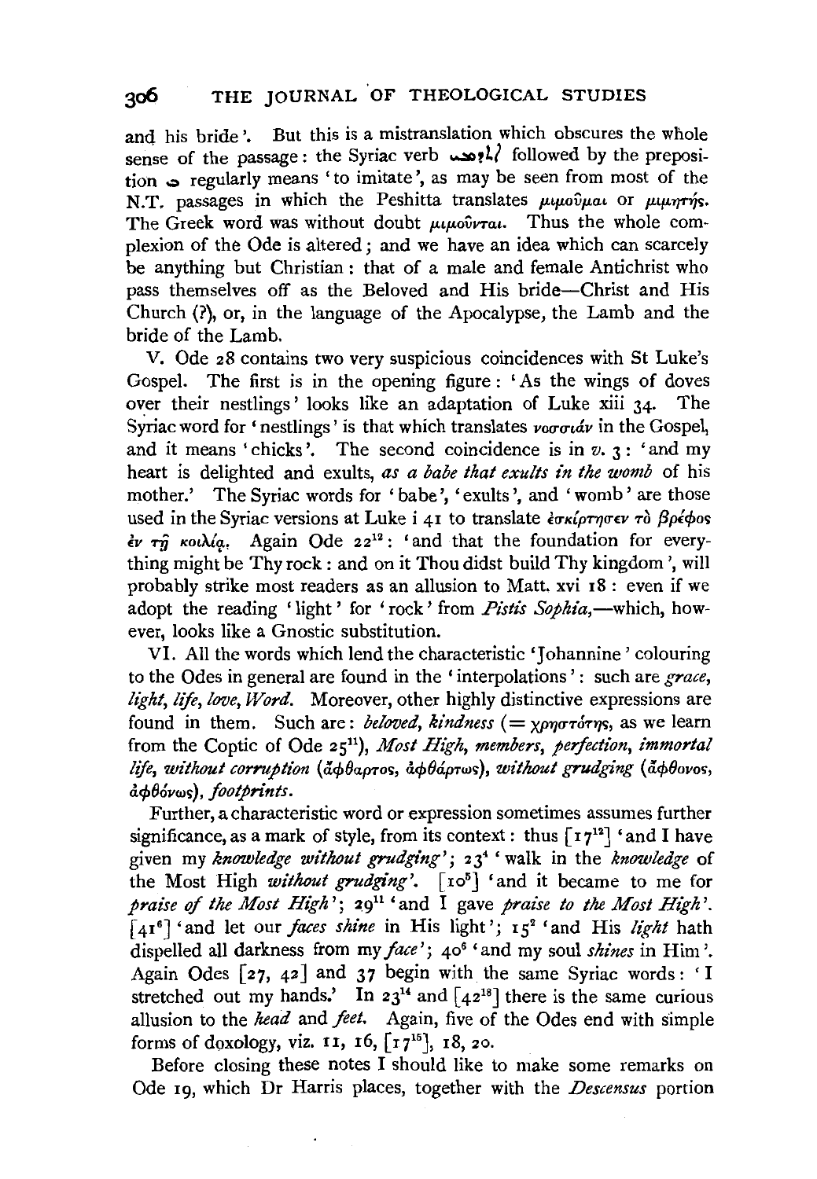and his bride'. But this is a mistranslation which obscures the whole sense of the passage: the Syriac verb ܐܬܕܡܝ followed by the preposition ܒ regularly means 'to imitate', as may be seen from most of the N.T. passages in which the Peshitta translates μιμοῦμαι or μιμητής. The Greek word was without doubt μιμοῦνται. Thus the whole complexion of the Ode is altered; and we have an idea which can scarcely be anything but Christian: that of a male and female Antichrist who pass themselves off as the Beloved and His bride—Christ and His Church (?), or, in the language of the Apocalypse, the Lamb and the bride of the Lamb.

V. Ode 28 contains two very suspicious coincidences with St Luke's Gospel. The first is in the opening figure: 'As the wings of doves over their nestlings' looks like an adaptation of Luke xiii 34. The Syriac word for 'nestlings' is that which translates νοσσιάν in the Gospel, and it means 'chicks'. The second coincidence is in *v.* 3: 'and my heart is delighted and exults, *as a babe that exults in the womb* of his mother.' The Syriac words for 'babe', 'exults', and 'womb' are those used in the Syriac versions at Luke i 41 to translate ἐσκίρτησεν τὸ βρέφος ἐν τῇ κοιλίᾳ. Again Ode 22[12]: 'and that the foundation for everything might be Thy rock: and on it Thou didst build Thy kingdom', will probably strike most readers as an allusion to Matt. xvi 18: even if we adopt the reading 'light' for 'rock' from *Pistis Sophia*,—which, however, looks like a Gnostic substitution.

VI. All the words which lend the characteristic 'Johannine' colouring to the Odes in general are found in the 'interpolations': such are *grace, light, life, love, Word*. Moreover, other highly distinctive expressions are found in them. Such are: *beloved, kindness* (= χρηστότης, as we learn from the Coptic of Ode 25[11]), *Most High, members, perfection, immortal life, without corruption* (ἄφθαρτος, ἀφθάρτως), *without grudging* (ἄφθονος, ἀφθόνως), *footprints*.

Further, a characteristic word or expression sometimes assumes further significance, as a mark of style, from its context: thus [17[12]] 'and I have given my *knowledge without grudging*'; 23[4] 'walk in the *knowledge* of the Most High *without grudging*'. [10[5]] 'and it became to me for *praise of the Most High*'; 29[11] 'and I gave *praise to the Most High*'. [41[6]] 'and let our *faces shine* in His light'; 15[2] 'and His *light* hath dispelled all darkness from my *face*'; 40[6] 'and my soul *shines* in Him'. Again Odes [27, 42] and 37 begin with the same Syriac words: 'I stretched out my hands.' In 23[14] and [42[18]] there is the same curious allusion to the *head* and *feet*. Again, five of the Odes end with simple forms of doxology, viz. 11, 16, [17[15]], 18, 20.

Before closing these notes I should like to make some remarks on Ode 19, which Dr Harris places, together with the *Descensus* portion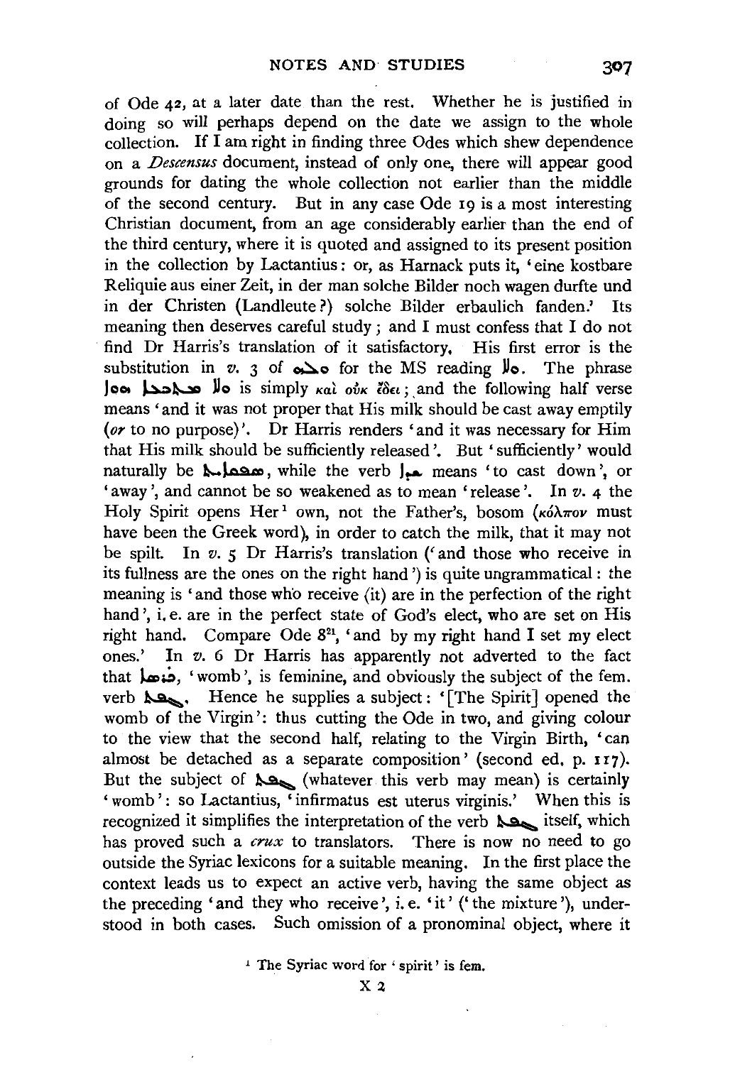of Ode 42, at a later date than the rest. Whether he is justified in doing so will perhaps depend on the date we assign to the whole collection. If I am right in finding three Odes which shew dependence on a *Descensus* document, instead of only one, there will appear good grounds for dating the whole collection not earlier than the middle of the second century. But in any case Ode 19 is a most interesting Christian document, from an age considerably earlier than the end of the third century, where it is quoted and assigned to its present position in the collection by Lactantius: or, as Harnack puts it, 'eine kostbare Reliquie aus einer Zeit, in der man solche Bilder noch wagen durfte und in der Christen (Landleute?) solche Bilder erbaulich fanden.' Its meaning then deserves careful study; and I must confess that I do not find Dr Harris's translation of it satisfactory. His first error is the substitution in *v.* 3 of ܘܡܛܠ for the MS reading ܘܠܐ. The phrase ܘܠܐ ܘܠܐ ܗܘܐ ܡܟܫܪ is simply καὶ οὐκ ἔδει; and the following half verse means 'and it was not proper that His milk should be cast away emptily (*or* to no purpose)'. Dr Harris renders 'and it was necessary for Him that His milk should be sufficiently released'. But 'sufficiently' would naturally be ܡܣܦܩܐܝܬ, while the verb ܫܕܐ means 'to cast down', or 'away', and cannot be so weakened as to mean 'release'. In *v.* 4 the Holy Spirit opens Her[1] own, not the Father's, bosom (κόλπον must have been the Greek word), in order to catch the milk, that it may not be spilt. In *v.* 5 Dr Harris's translation ('and those who receive in its fullness are the ones on the right hand') is quite ungrammatical: the meaning is 'and those who receive (it) are in the perfection of the right hand', i.e. are in the perfect state of God's elect, who are set on His right hand. Compare Ode 8[21], 'and by my right hand I set my elect ones.' In *v.* 6 Dr Harris has apparently not adverted to the fact that ܟܪܣܐ, 'womb', is feminine, and obviously the subject of the fem. verb ܥܠܬ. Hence he supplies a subject: '[The Spirit] opened the womb of the Virgin': thus cutting the Ode in two, and giving colour to the view that the second half, relating to the Virgin Birth, 'can almost be detached as a separate composition' (second ed. p. 117). But the subject of ܥܠܬ (whatever this verb may mean) is certainly 'womb': so Lactantius, 'infirmatus est uterus virginis.' When this is recognized it simplifies the interpretation of the verb ܥܠܬ itself, which has proved such a *crux* to translators. There is now no need to go outside the Syriac lexicons for a suitable meaning. In the first place the context leads us to expect an active verb, having the same object as the preceding 'and they who receive', i.e. 'it' ('the mixture'), understood in both cases. Such omission of a pronominal object, where it

[1] The Syriac word for 'spirit' is fem.

X 2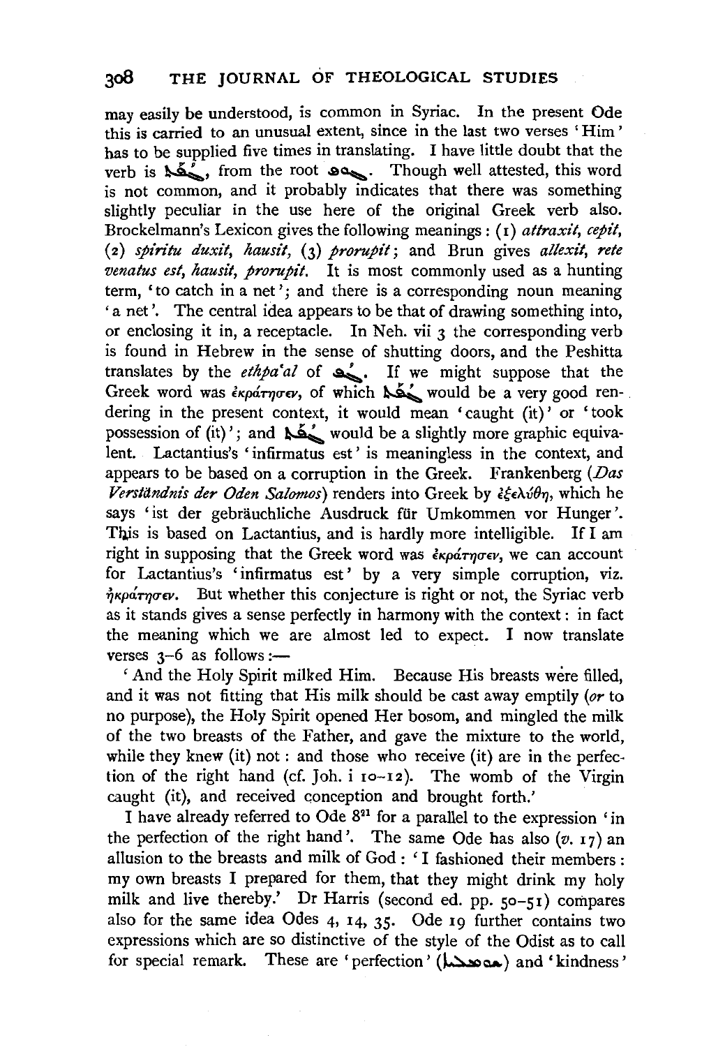may easily be understood, is common in Syriac. In the present Ode this is carried to an unusual extent, since in the last two verses 'Him' has to be supplied five times in translating. I have little doubt that the verb is ܨܦܬ, from the root ܨܘܦ. Though well attested, this word is not common, and it probably indicates that there was something slightly peculiar in the use here of the original Greek verb also. Brockelmann's Lexicon gives the following meanings: (1) *attraxit, cepit,* (2) *spiritu duxit, hausit,* (3) *prorupit*; and Brun gives *allexit, rete venatus est, hausit, prorupit.* It is most commonly used as a hunting term, 'to catch in a net'; and there is a corresponding noun meaning 'a net'. The central idea appears to be that of drawing something into, or enclosing it in, a receptacle. In Neh. vii 3 the corresponding verb is found in Hebrew in the sense of shutting doors, and the Peshitta translates by the *ethpa'al* of ܨܘܦ. If we might suppose that the Greek word was ἐκράτησεν, of which ܨܦܬ would be a very good rendering in the present context, it would mean 'caught (it)' or 'took possession of (it)'; and ܨܦܬ would be a slightly more graphic equivalent. Lactantius's 'infirmatus est' is meaningless in the context, and appears to be based on a corruption in the Greek. Frankenberg (*Das Verständnis der Oden Salomos*) renders into Greek by ἐξελύθη, which he says 'ist der gebräuchliche Ausdruck für Umkommen vor Hunger'. This is based on Lactantius, and is hardly more intelligible. If I am right in supposing that the Greek word was ἐκράτησεν, we can account for Lactantius's 'infirmatus est' by a very simple corruption, viz. ἠκράτησεν. But whether this conjecture is right or not, the Syriac verb as it stands gives a sense perfectly in harmony with the context: in fact the meaning which we are almost led to expect. I now translate verses 3–6 as follows:—

'And the Holy Spirit milked Him. Because His breasts were filled, and it was not fitting that His milk should be cast away emptily (*or* to no purpose), the Holy Spirit opened Her bosom, and mingled the milk of the two breasts of the Father, and gave the mixture to the world, while they knew (it) not: and those who receive (it) are in the perfection of the right hand (cf. Joh. i 10–12). The womb of the Virgin caught (it), and received conception and brought forth.'

I have already referred to Ode 8[21] for a parallel to the expression 'in the perfection of the right hand'. The same Ode has also (*v.* 17) an allusion to the breasts and milk of God: 'I fashioned their members: my own breasts I prepared for them, that they might drink my holy milk and live thereby.' Dr Harris (second ed. pp. 50–51) compares also for the same idea Odes 4, 14, 35. Ode 19 further contains two expressions which are so distinctive of the style of the Odist as to call for special remark. These are 'perfection' (ܡܫܡܠܝܘܬܐ) and 'kindness'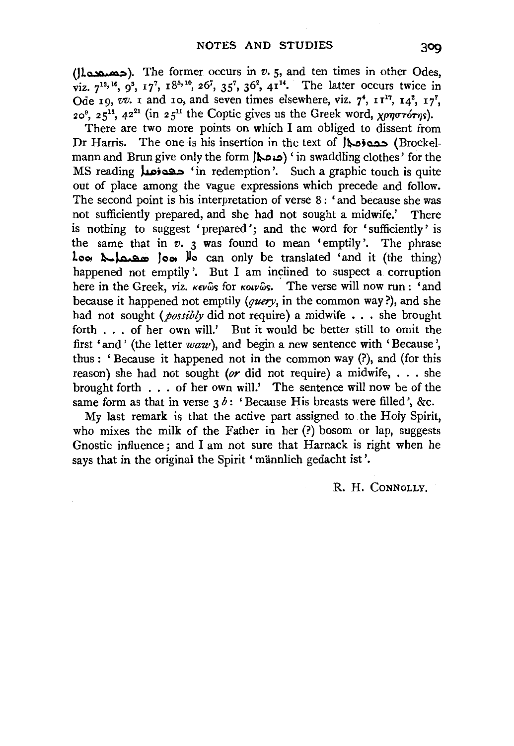(ܚܡܝܣܘܬܐ). The former occurs in *v.* 5, and ten times in other Odes, viz. $7^{13, 16}$, $9^{3}$, $17^{7}$, $18^{5, 10}$, $26^{7}$, $35^{7}$, $36^{2}$, $41^{14}$. The latter occurs twice in Ode 19, *vv.* 1 and 10, and seven times elsewhere, viz. $7^{4}$, $11^{17}$, $14^{3}$, $17^{7}$, $20^{9}$, $25^{11}$, $42^{21}$ (in $25^{11}$ the Coptic gives us the Greek word, χρηστότης).

There are two more points on which I am obliged to dissent from Dr Harris. The one is his insertion in the text of ܒܦܘܪܩܢܐ (Brockelmann and Brun give only the form ܒܥܘܪܐ) 'in swaddling clothes' for the MS reading ܒܦܘܪܩܢܐ 'in redemption'. Such a graphic touch is quite out of place among the vague expressions which precede and follow. The second point is his interpretation of verse 8: 'and because she was not sufficiently prepared, and she had not sought a midwife.' There is nothing to suggest 'prepared'; and the word for 'sufficiently' is the same that in *v.* 3 was found to mean 'emptily'. The phrase ܘܠܐ ܗܘܐ ܣܪܝܩܐܝܬ ܗܘܐ can only be translated 'and it (the thing) happened not emptily'. But I am inclined to suspect a corruption here in the Greek, viz. κενῶς for κοινῶς. The verse will now run: 'and because it happened not emptily (*query*, in the common way?), and she had not sought (*possibly* did not require) a midwife . . . she brought forth . . . of her own will.' But it would be better still to omit the first 'and' (the letter *waw*), and begin a new sentence with 'Because', thus: 'Because it happened not in the common way (?), and (for this reason) she had not sought (*or* did not require) a midwife, . . . she brought forth . . . of her own will.' The sentence will now be of the same form as that in verse 3 *b*: 'Because His breasts were filled', &c.

My last remark is that the active part assigned to the Holy Spirit, who mixes the milk of the Father in her (?) bosom or lap, suggests Gnostic influence; and I am not sure that Harnack is right when he says that in the original the Spirit 'männlich gedacht ist'.

R. H. Connolly.